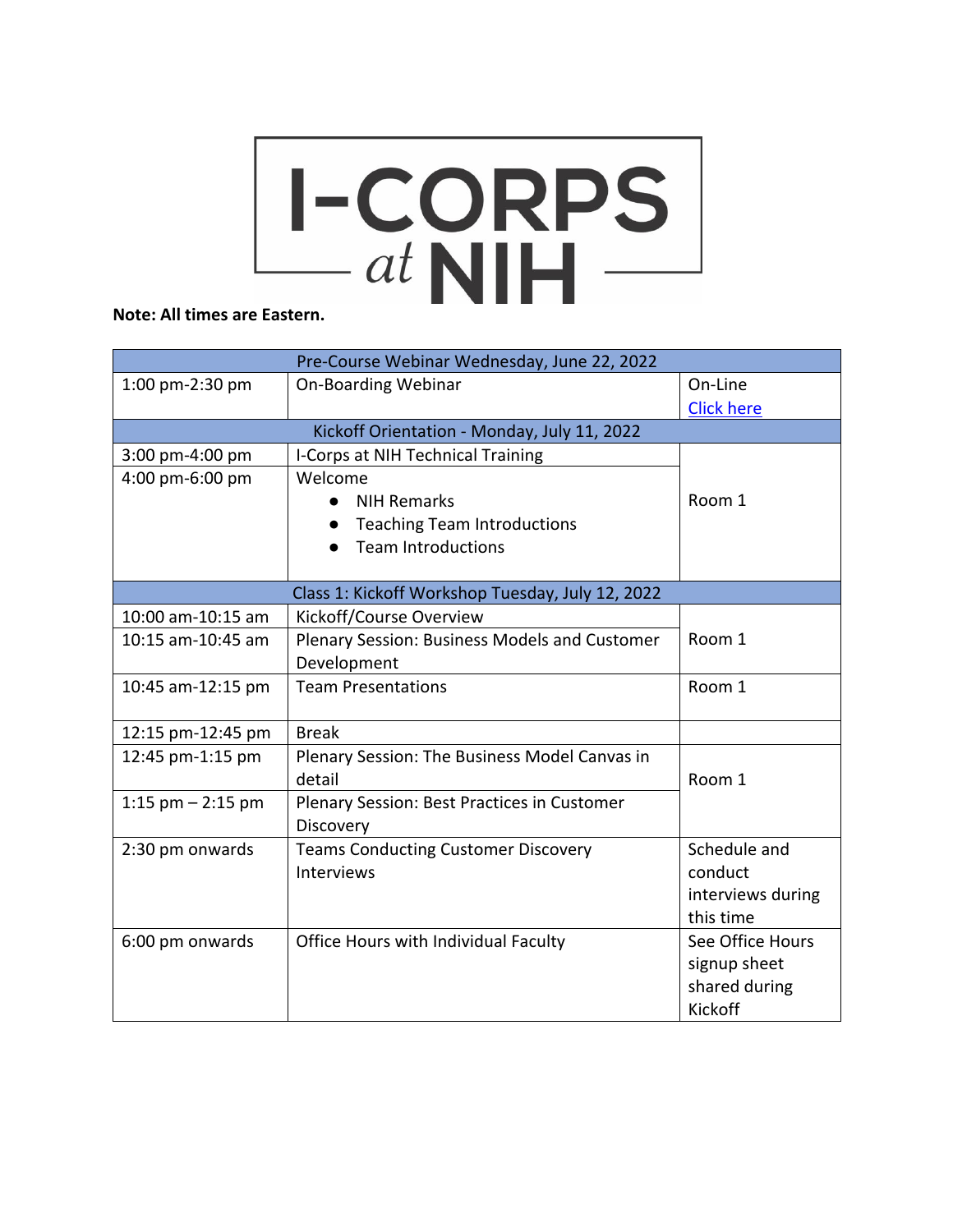# I-CORPS at NIH

**Note: All times are Eastern.**

| Pre-Course Webinar Wednesday, June 22, 2022 | | |
|---|---|---|
| 1:00 pm-2:30 pm | On-Boarding Webinar | On-Line<br>Click here |
| **Kickoff Orientation - Monday, July 11, 2022** | | |
| 3:00 pm-4:00 pm | I-Corps at NIH Technical Training | Room 1 |
| 4:00 pm-6:00 pm | Welcome<br>• NIH Remarks<br>• Teaching Team Introductions<br>• Team Introductions | |
| **Class 1: Kickoff Workshop Tuesday, July 12, 2022** | | |
| 10:00 am-10:15 am | Kickoff/Course Overview | Room 1 |
| 10:15 am-10:45 am | Plenary Session: Business Models and Customer Development | |
| 10:45 am-12:15 pm | Team Presentations | Room 1 |
| 12:15 pm-12:45 pm | Break | |
| 12:45 pm-1:15 pm | Plenary Session: The Business Model Canvas in detail | Room 1 |
| 1:15 pm – 2:15 pm | Plenary Session: Best Practices in Customer Discovery | |
| 2:30 pm onwards | Teams Conducting Customer Discovery Interviews | Schedule and conduct interviews during this time |
| 6:00 pm onwards | Office Hours with Individual Faculty | See Office Hours signup sheet shared during Kickoff |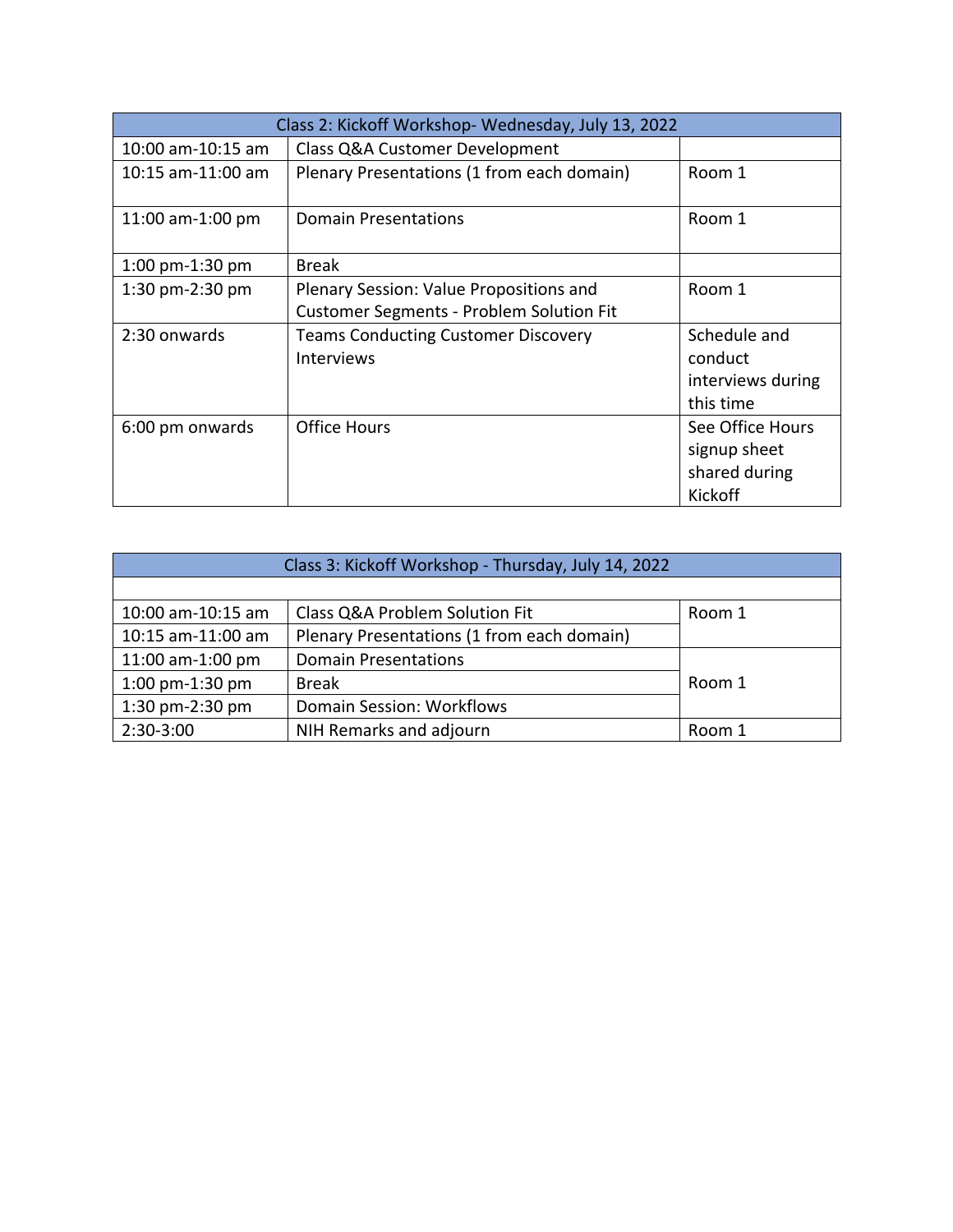| Class 2: Kickoff Workshop- Wednesday, July 13, 2022 | | |
|---|---|---|
| 10:00 am-10:15 am | Class Q&A Customer Development | |
| 10:15 am-11:00 am | Plenary Presentations (1 from each domain) | Room 1 |
| 11:00 am-1:00 pm | Domain Presentations | Room 1 |
| 1:00 pm-1:30 pm | Break | |
| 1:30 pm-2:30 pm | Plenary Session: Value Propositions and Customer Segments - Problem Solution Fit | Room 1 |
| 2:30 onwards | Teams Conducting Customer Discovery Interviews | Schedule and conduct interviews during this time |
| 6:00 pm onwards | Office Hours | See Office Hours signup sheet shared during Kickoff |

| Class 3: Kickoff Workshop - Thursday, July 14, 2022 | | |
|---|---|---|
| | | |
| 10:00 am-10:15 am | Class Q&A Problem Solution Fit | Room 1 |
| 10:15 am-11:00 am | Plenary Presentations (1 from each domain) | |
| 11:00 am-1:00 pm | Domain Presentations | Room 1 |
| 1:00 pm-1:30 pm | Break | |
| 1:30 pm-2:30 pm | Domain Session: Workflows | |
| 2:30-3:00 | NIH Remarks and adjourn | Room 1 |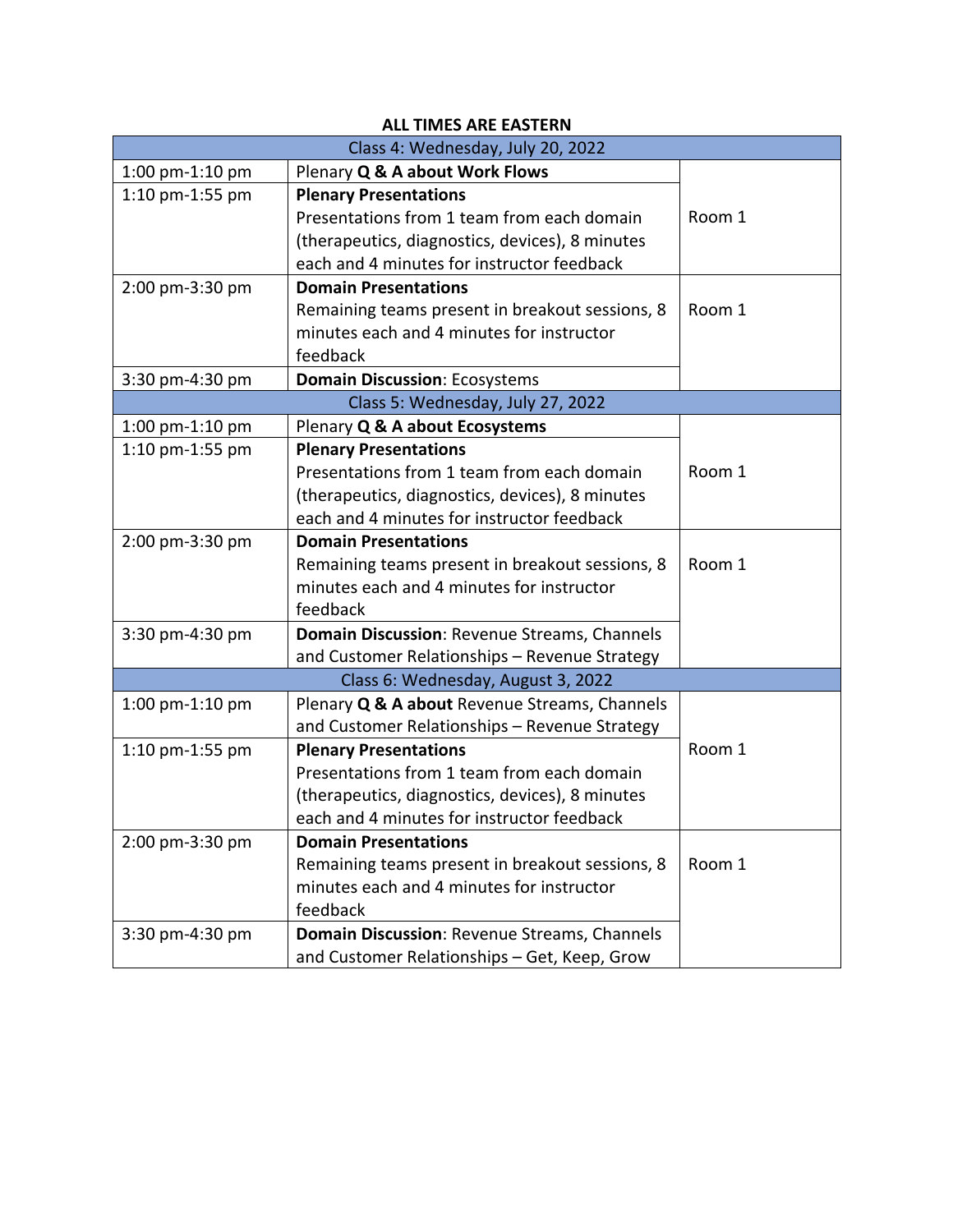**ALL TIMES ARE EASTERN**

| Class 4: Wednesday, July 20, 2022 | | |
|---|---|---|
| 1:00 pm-1:10 pm | Plenary **Q & A about Work Flows** | Room 1 |
| 1:10 pm-1:55 pm | **Plenary Presentations** Presentations from 1 team from each domain (therapeutics, diagnostics, devices), 8 minutes each and 4 minutes for instructor feedback | |
| 2:00 pm-3:30 pm | **Domain Presentations** Remaining teams present in breakout sessions, 8 minutes each and 4 minutes for instructor feedback | Room 1 |
| 3:30 pm-4:30 pm | **Domain Discussion**: Ecosystems | |
| **Class 5: Wednesday, July 27, 2022** | | |
| 1:00 pm-1:10 pm | Plenary **Q & A about Ecosystems** | Room 1 |
| 1:10 pm-1:55 pm | **Plenary Presentations** Presentations from 1 team from each domain (therapeutics, diagnostics, devices), 8 minutes each and 4 minutes for instructor feedback | |
| 2:00 pm-3:30 pm | **Domain Presentations** Remaining teams present in breakout sessions, 8 minutes each and 4 minutes for instructor feedback | Room 1 |
| 3:30 pm-4:30 pm | **Domain Discussion**: Revenue Streams, Channels and Customer Relationships – Revenue Strategy | |
| **Class 6: Wednesday, August 3, 2022** | | |
| 1:00 pm-1:10 pm | Plenary **Q & A about** Revenue Streams, Channels and Customer Relationships – Revenue Strategy | Room 1 |
| 1:10 pm-1:55 pm | **Plenary Presentations** Presentations from 1 team from each domain (therapeutics, diagnostics, devices), 8 minutes each and 4 minutes for instructor feedback | |
| 2:00 pm-3:30 pm | **Domain Presentations** Remaining teams present in breakout sessions, 8 minutes each and 4 minutes for instructor feedback | Room 1 |
| 3:30 pm-4:30 pm | **Domain Discussion**: Revenue Streams, Channels and Customer Relationships – Get, Keep, Grow | |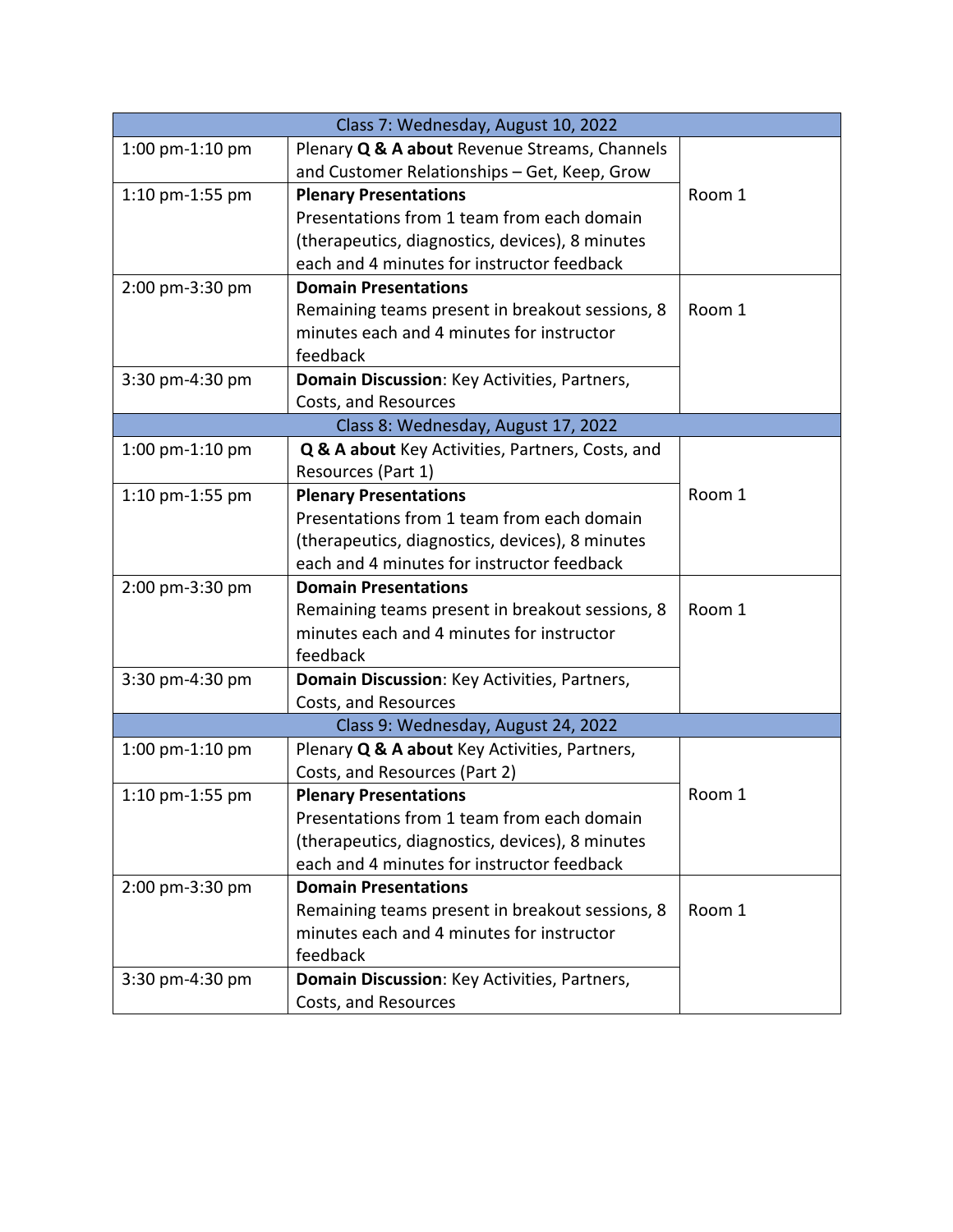| Class 7: Wednesday, August 10, 2022 | | |
|---|---|---|
| 1:00 pm-1:10 pm | Plenary **Q & A about** Revenue Streams, Channels and Customer Relationships – Get, Keep, Grow | Room 1 |
| 1:10 pm-1:55 pm | **Plenary Presentations** Presentations from 1 team from each domain (therapeutics, diagnostics, devices), 8 minutes each and 4 minutes for instructor feedback | |
| 2:00 pm-3:30 pm | **Domain Presentations** Remaining teams present in breakout sessions, 8 minutes each and 4 minutes for instructor feedback | Room 1 |
| 3:30 pm-4:30 pm | **Domain Discussion**: Key Activities, Partners, Costs, and Resources | |
| **Class 8: Wednesday, August 17, 2022** | | |
| 1:00 pm-1:10 pm | **Q & A about** Key Activities, Partners, Costs, and Resources (Part 1) | Room 1 |
| 1:10 pm-1:55 pm | **Plenary Presentations** Presentations from 1 team from each domain (therapeutics, diagnostics, devices), 8 minutes each and 4 minutes for instructor feedback | |
| 2:00 pm-3:30 pm | **Domain Presentations** Remaining teams present in breakout sessions, 8 minutes each and 4 minutes for instructor feedback | Room 1 |
| 3:30 pm-4:30 pm | **Domain Discussion**: Key Activities, Partners, Costs, and Resources | |
| **Class 9: Wednesday, August 24, 2022** | | |
| 1:00 pm-1:10 pm | Plenary **Q & A about** Key Activities, Partners, Costs, and Resources (Part 2) | Room 1 |
| 1:10 pm-1:55 pm | **Plenary Presentations** Presentations from 1 team from each domain (therapeutics, diagnostics, devices), 8 minutes each and 4 minutes for instructor feedback | |
| 2:00 pm-3:30 pm | **Domain Presentations** Remaining teams present in breakout sessions, 8 minutes each and 4 minutes for instructor feedback | Room 1 |
| 3:30 pm-4:30 pm | **Domain Discussion**: Key Activities, Partners, Costs, and Resources | |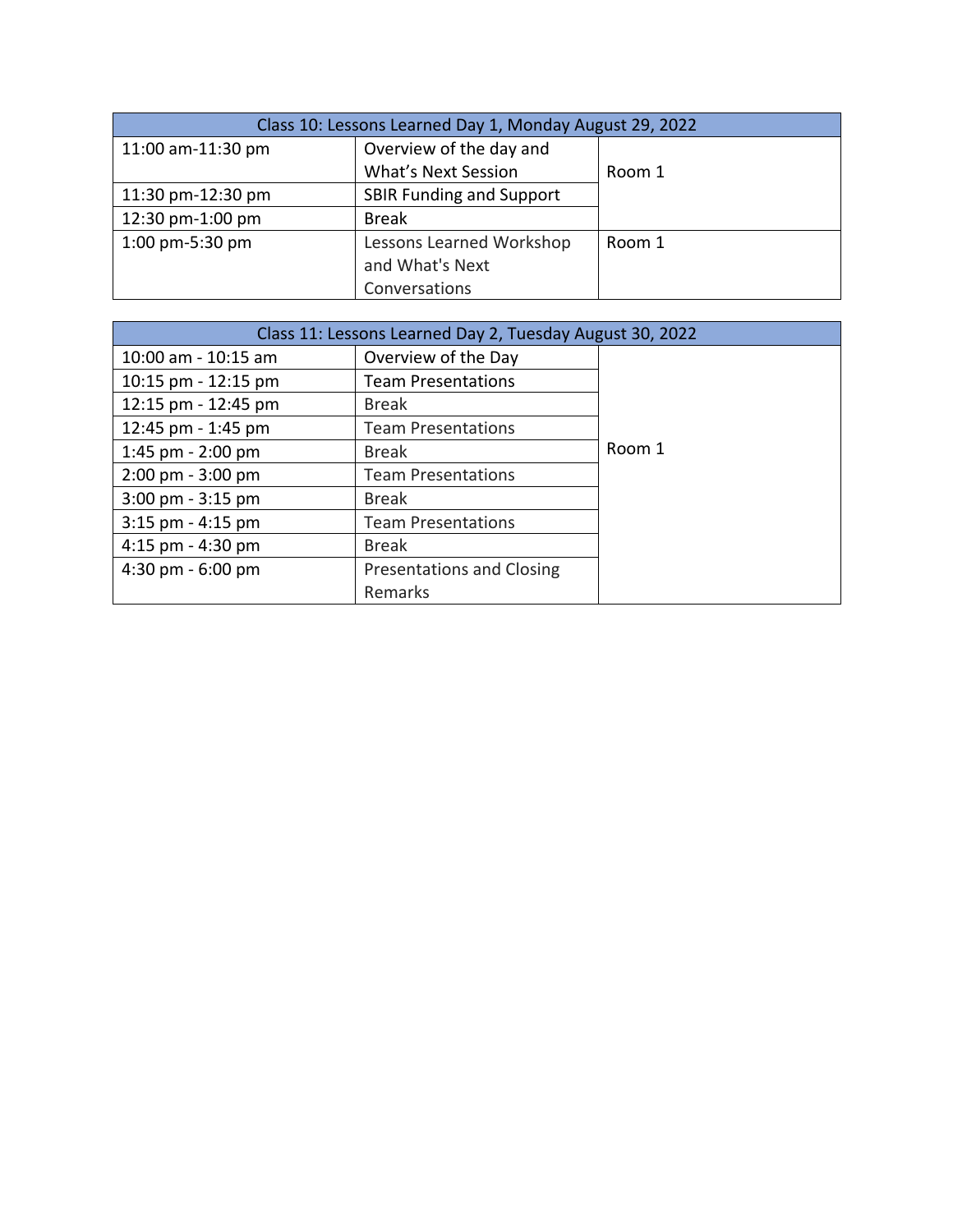| Class 10: Lessons Learned Day 1, Monday August 29, 2022 | | |
|---|---|---|
| 11:00 am-11:30 pm | Overview of the day and What's Next Session | Room 1 |
| 11:30 pm-12:30 pm | SBIR Funding and Support | |
| 12:30 pm-1:00 pm | Break | |
| 1:00 pm-5:30 pm | Lessons Learned Workshop and What's Next Conversations | Room 1 |

| Class 11: Lessons Learned Day 2, Tuesday August 30, 2022 | | |
|---|---|---|
| 10:00 am - 10:15 am | Overview of the Day | Room 1 |
| 10:15 pm - 12:15 pm | Team Presentations | |
| 12:15 pm - 12:45 pm | Break | |
| 12:45 pm - 1:45 pm | Team Presentations | |
| 1:45 pm - 2:00 pm | Break | |
| 2:00 pm - 3:00 pm | Team Presentations | |
| 3:00 pm - 3:15 pm | Break | |
| 3:15 pm - 4:15 pm | Team Presentations | |
| 4:15 pm - 4:30 pm | Break | |
| 4:30 pm - 6:00 pm | Presentations and Closing Remarks | |